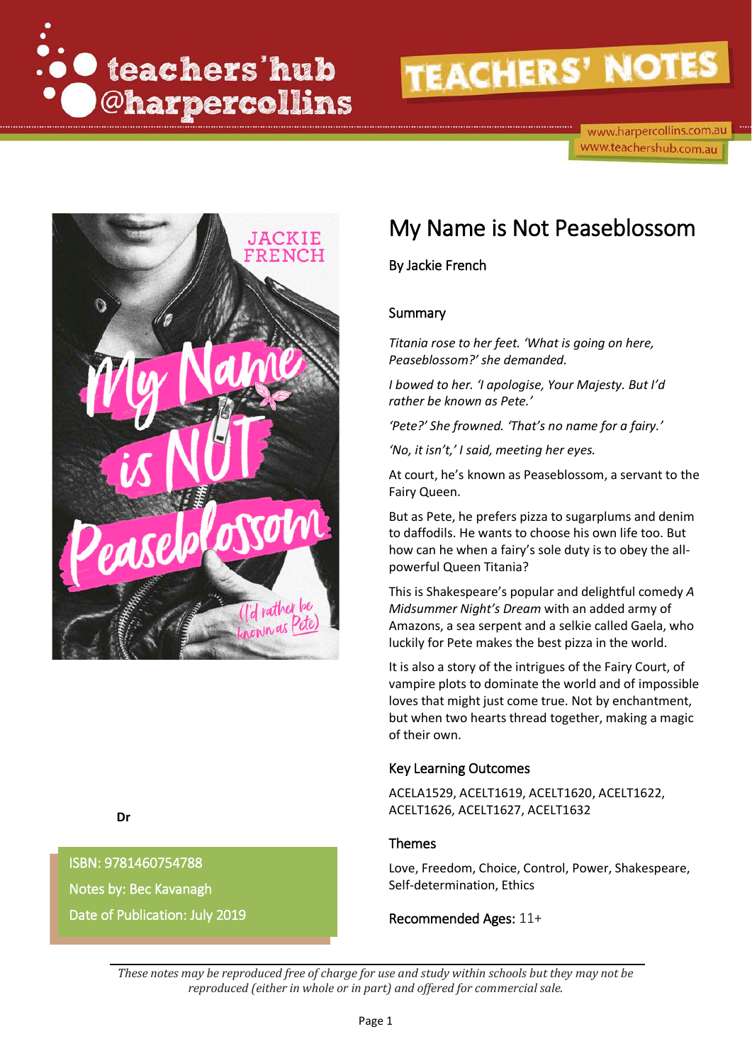teachers'hub @harpercollins

TEACHERS' NOTES

www.harpercollins.com.au
www.teachershub.com.au

# My Name is Not Peaseblossom

By Jackie French

## Summary

*Titania rose to her feet. 'What is going on here, Peaseblossom?' she demanded.*

*I bowed to her. 'I apologise, Your Majesty. But I'd rather be known as Pete.'*

*'Pete?' She frowned. 'That's no name for a fairy.'*

*'No, it isn't,' I said, meeting her eyes.*

At court, he's known as Peaseblossom, a servant to the Fairy Queen.

But as Pete, he prefers pizza to sugarplums and denim to daffodils. He wants to choose his own life too. But how can he when a fairy's sole duty is to obey the all-powerful Queen Titania?

This is Shakespeare's popular and delightful comedy *A Midsummer Night's Dream* with an added army of Amazons, a sea serpent and a selkie called Gaela, who luckily for Pete makes the best pizza in the world.

It is also a story of the intrigues of the Fairy Court, of vampire plots to dominate the world and of impossible loves that might just come true. Not by enchantment, but when two hearts thread together, making a magic of their own.

## Key Learning Outcomes

ACELA1529, ACELT1619, ACELT1620, ACELT1622, ACELT1626, ACELT1627, ACELT1632

## Themes

Love, Freedom, Choice, Control, Power, Shakespeare, Self-determination, Ethics

**Recommended Ages:** 11+

Dr

ISBN: 9781460754788
Notes by: Bec Kavanagh
Date of Publication: July 2019

*These notes may be reproduced free of charge for use and study within schools but they may not be reproduced (either in whole or in part) and offered for commercial sale.*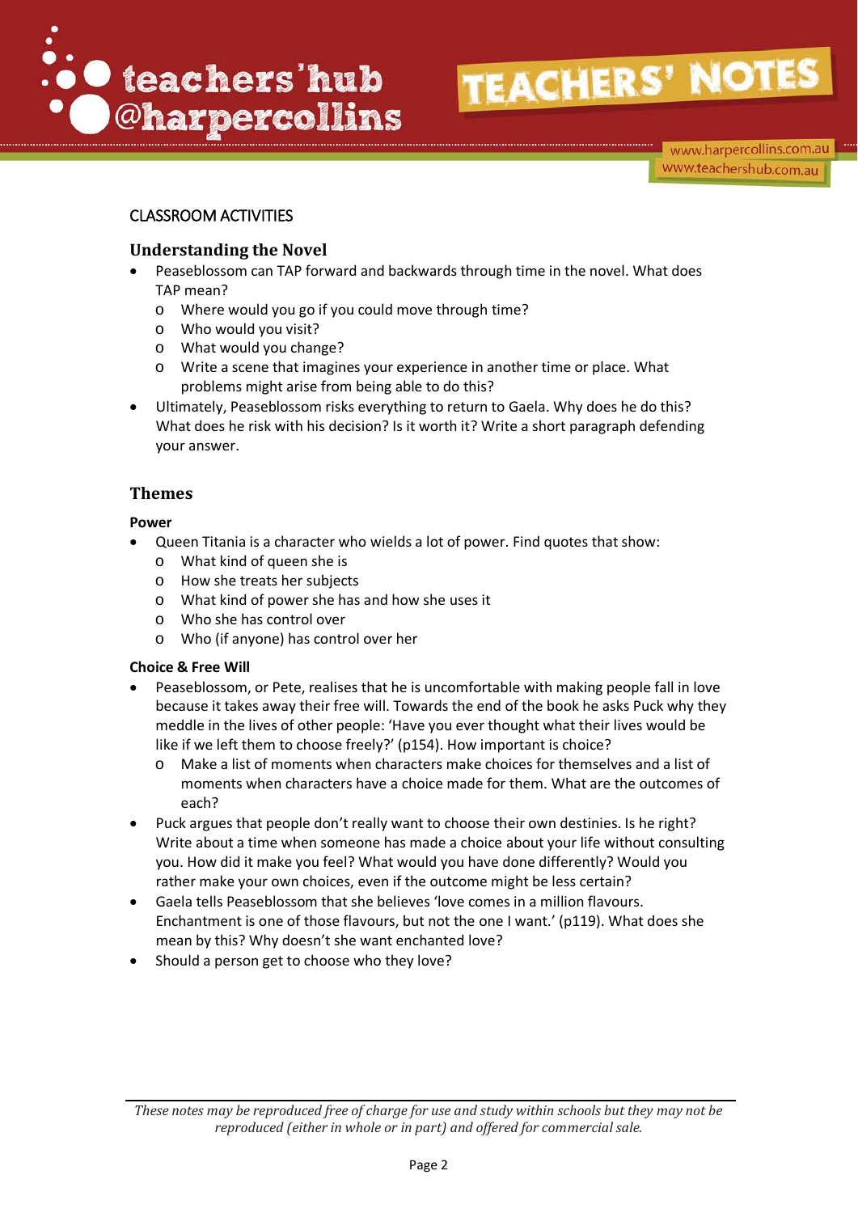## CLASSROOM ACTIVITIES

### Understanding the Novel

- Peaseblossom can TAP forward and backwards through time in the novel. What does TAP mean?
  - Where would you go if you could move through time?
  - Who would you visit?
  - What would you change?
  - Write a scene that imagines your experience in another time or place. What problems might arise from being able to do this?
- Ultimately, Peaseblossom risks everything to return to Gaela. Why does he do this? What does he risk with his decision? Is it worth it? Write a short paragraph defending your answer.

### Themes

**Power**

- Queen Titania is a character who wields a lot of power. Find quotes that show:
  - What kind of queen she is
  - How she treats her subjects
  - What kind of power she has and how she uses it
  - Who she has control over
  - Who (if anyone) has control over her

**Choice & Free Will**

- Peaseblossom, or Pete, realises that he is uncomfortable with making people fall in love because it takes away their free will. Towards the end of the book he asks Puck why they meddle in the lives of other people: 'Have you ever thought what their lives would be like if we left them to choose freely?' (p154). How important is choice?
  - Make a list of moments when characters make choices for themselves and a list of moments when characters have a choice made for them. What are the outcomes of each?
- Puck argues that people don't really want to choose their own destinies. Is he right? Write about a time when someone has made a choice about your life without consulting you. How did it make you feel? What would you have done differently? Would you rather make your own choices, even if the outcome might be less certain?
- Gaela tells Peaseblossom that she believes 'love comes in a million flavours. Enchantment is one of those flavours, but not the one I want.' (p119). What does she mean by this? Why doesn't she want enchanted love?
- Should a person get to choose who they love?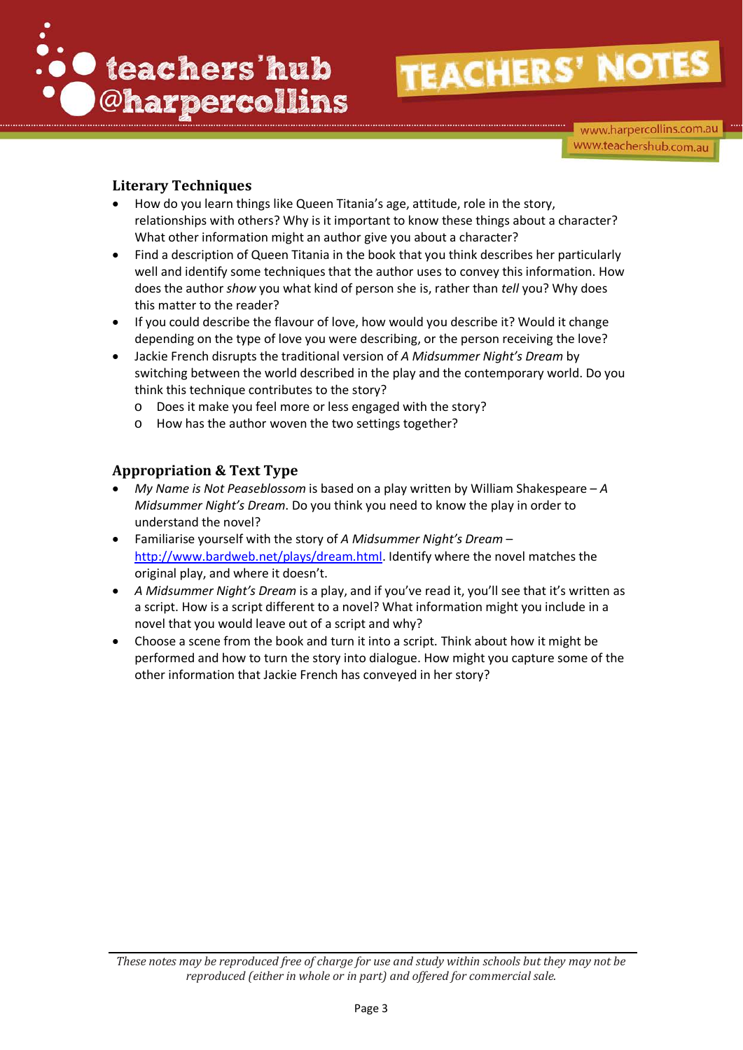## Literary Techniques

- How do you learn things like Queen Titania's age, attitude, role in the story, relationships with others? Why is it important to know these things about a character? What other information might an author give you about a character?
- Find a description of Queen Titania in the book that you think describes her particularly well and identify some techniques that the author uses to convey this information. How does the author *show* you what kind of person she is, rather than *tell* you? Why does this matter to the reader?
- If you could describe the flavour of love, how would you describe it? Would it change depending on the type of love you were describing, or the person receiving the love?
- Jackie French disrupts the traditional version of *A Midsummer Night's Dream* by switching between the world described in the play and the contemporary world. Do you think this technique contributes to the story?
  - Does it make you feel more or less engaged with the story?
  - How has the author woven the two settings together?

## Appropriation & Text Type

- *My Name is Not Peaseblossom* is based on a play written by William Shakespeare – *A Midsummer Night's Dream*. Do you think you need to know the play in order to understand the novel?
- Familiarise yourself with the story of *A Midsummer Night's Dream* – [http://www.bardweb.net/plays/dream.html](http://www.bardweb.net/plays/dream.html). Identify where the novel matches the original play, and where it doesn't.
- *A Midsummer Night's Dream* is a play, and if you've read it, you'll see that it's written as a script. How is a script different to a novel? What information might you include in a novel that you would leave out of a script and why?
- Choose a scene from the book and turn it into a script. Think about how it might be performed and how to turn the story into dialogue. How might you capture some of the other information that Jackie French has conveyed in her story?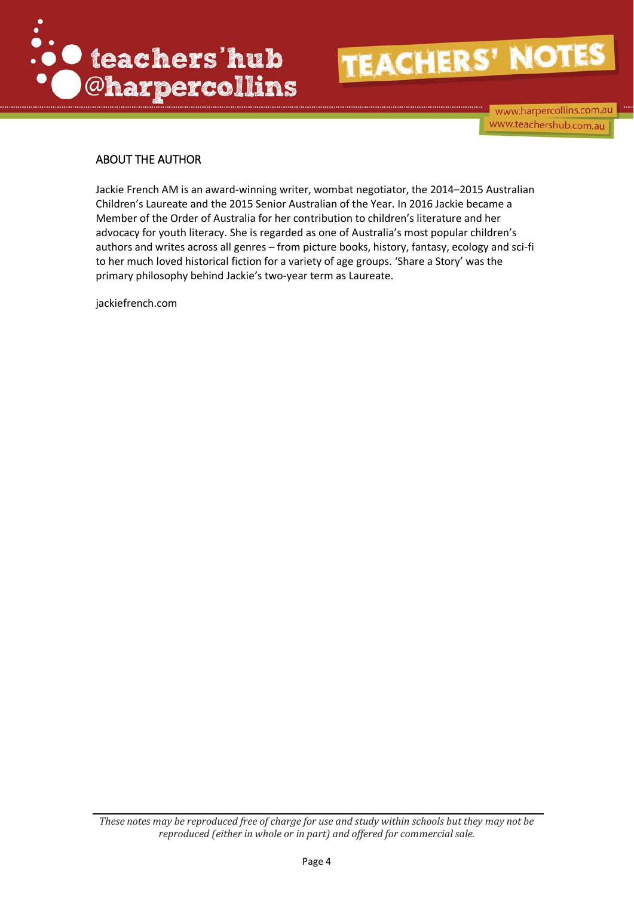## ABOUT THE AUTHOR

Jackie French AM is an award-winning writer, wombat negotiator, the 2014–2015 Australian Children's Laureate and the 2015 Senior Australian of the Year. In 2016 Jackie became a Member of the Order of Australia for her contribution to children's literature and her advocacy for youth literacy. She is regarded as one of Australia's most popular children's authors and writes across all genres – from picture books, history, fantasy, ecology and sci-fi to her much loved historical fiction for a variety of age groups. 'Share a Story' was the primary philosophy behind Jackie's two-year term as Laureate.

jackiefrench.com